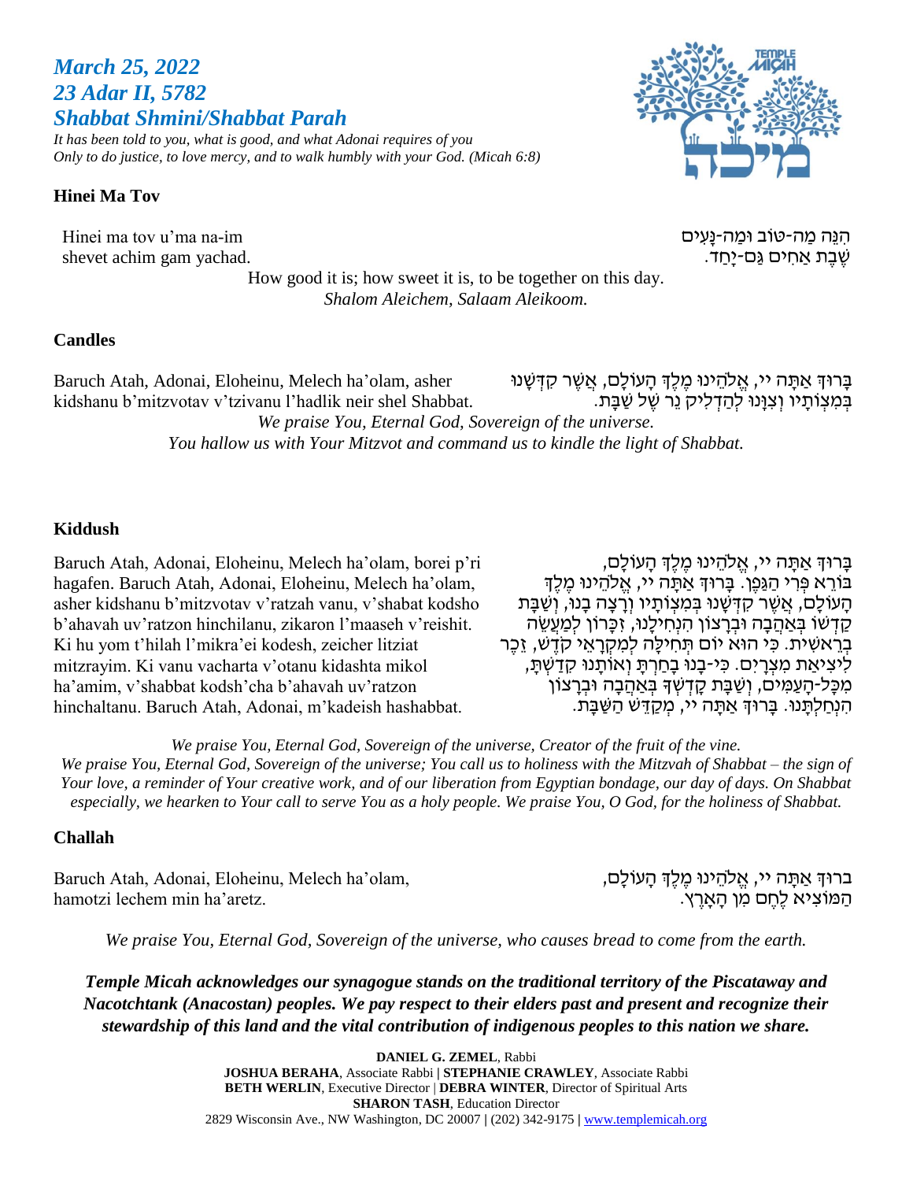## *March 25, 2022*
## *23 Adar II, 5782*
## *Shabbat Shmini/Shabbat Parah*

*It has been told to you, what is good, and what Adonai requires of you*
*Only to do justice, to love mercy, and to walk humbly with your God. (Micah 6:8)*

### Hinei Ma Tov

Hinei ma tov u'ma na-im
shevet achim gam yachad.

הִנֵּה מַה-טּוֹב וּמַה-נָּעִים
שֶׁבֶת אַחִים גַּם-יָחַד.

How good it is; how sweet it is, to be together on this day.
*Shalom Aleichem, Salaam Aleikoom.*

### Candles

Baruch Atah, Adonai, Eloheinu, Melech ha'olam, asher kidshanu b'mitzvotav v'tzivanu l'hadlik neir shel Shabbat.

בָּרוּךְ אַתָּה יי, אֱלֹהֵינוּ מֶלֶךְ הָעוֹלָם, אֲשֶׁר קִדְּשָׁנוּ בְּמִצְוֹתָיו וְצִוָּנוּ לְהַדְלִיק נֵר שֶׁל שַׁבָּת.

*We praise You, Eternal God, Sovereign of the universe.*
*You hallow us with Your Mitzvot and command us to kindle the light of Shabbat.*

### Kiddush

Baruch Atah, Adonai, Eloheinu, Melech ha'olam, borei p'ri hagafen. Baruch Atah, Adonai, Eloheinu, Melech ha'olam, asher kidshanu b'mitzvotav v'ratzah vanu, v'shabat kodsho b'ahavah uv'ratzon hinchilanu, zikaron l'maaseh v'reishit. Ki hu yom t'hilah l'mikra'ei kodesh, zeicher litziat mitzrayim. Ki vanu vacharta v'otanu kidashta mikol ha'amim, v'shabbat kodsh'cha b'ahavah uv'ratzon hinchaltanu. Baruch Atah, Adonai, m'kadeish hashabbat.

בָּרוּךְ אַתָּה יי, אֱלֹהֵינוּ מֶלֶךְ הָעוֹלָם, בּוֹרֵא פְּרִי הַגָּפֶן. בָּרוּךְ אַתָּה יי, אֱלֹהֵינוּ מֶלֶךְ הָעוֹלָם, אֲשֶׁר קִדְּשָׁנוּ בְּמִצְוֹתָיו וְרָצָה בָנוּ, וְשַׁבַּת קָדְשׁוֹ בְּאַהֲבָה וּבְרָצוֹן הִנְחִילָנוּ, זִכָּרוֹן לְמַעֲשֵׂה בְרֵאשִׁית. כִּי הוּא יוֹם תְּחִלָּה לְמִקְרָאֵי קֹדֶשׁ, זֵכֶר לִיצִיאַת מִצְרָיִם. כִּי-בָנוּ בָחַרְתָּ וְאוֹתָנוּ קִדַּשְׁתָּ, מִכָּל-הָעַמִּים, וְשַׁבָּת קָדְשְׁךָ בְּאַהֲבָה וּבְרָצוֹן הִנְחַלְתָּנוּ. בָּרוּךְ אַתָּה יי, מְקַדֵּשׁ הַשַּׁבָּת.

*We praise You, Eternal God, Sovereign of the universe, Creator of the fruit of the vine.*
*We praise You, Eternal God, Sovereign of the universe; You call us to holiness with the Mitzvah of Shabbat – the sign of Your love, a reminder of Your creative work, and of our liberation from Egyptian bondage, our day of days. On Shabbat especially, we hearken to Your call to serve You as a holy people. We praise You, O God, for the holiness of Shabbat.*

### Challah

Baruch Atah, Adonai, Eloheinu, Melech ha'olam, hamotzi lechem min ha'aretz.

ברוּךְ אַתָּה יי, אֱלֹהֵינוּ מֶלֶךְ הָעוֹלָם, הַמּוֹצִיא לֶחֶם מִן הָאָרֶץ.

*We praise You, Eternal God, Sovereign of the universe, who causes bread to come from the earth.*

***Temple Micah acknowledges our synagogue stands on the traditional territory of the Piscataway and Nacotchtank (Anacostan) peoples. We pay respect to their elders past and present and recognize their stewardship of this land and the vital contribution of indigenous peoples to this nation we share.***

**DANIEL G. ZEMEL**, Rabbi
**JOSHUA BERAHA**, Associate Rabbi | **STEPHANIE CRAWLEY**, Associate Rabbi
**BETH WERLIN**, Executive Director | **DEBRA WINTER**, Director of Spiritual Arts
**SHARON TASH**, Education Director
2829 Wisconsin Ave., NW Washington, DC 20007 | (202) 342-9175 | www.templemicah.org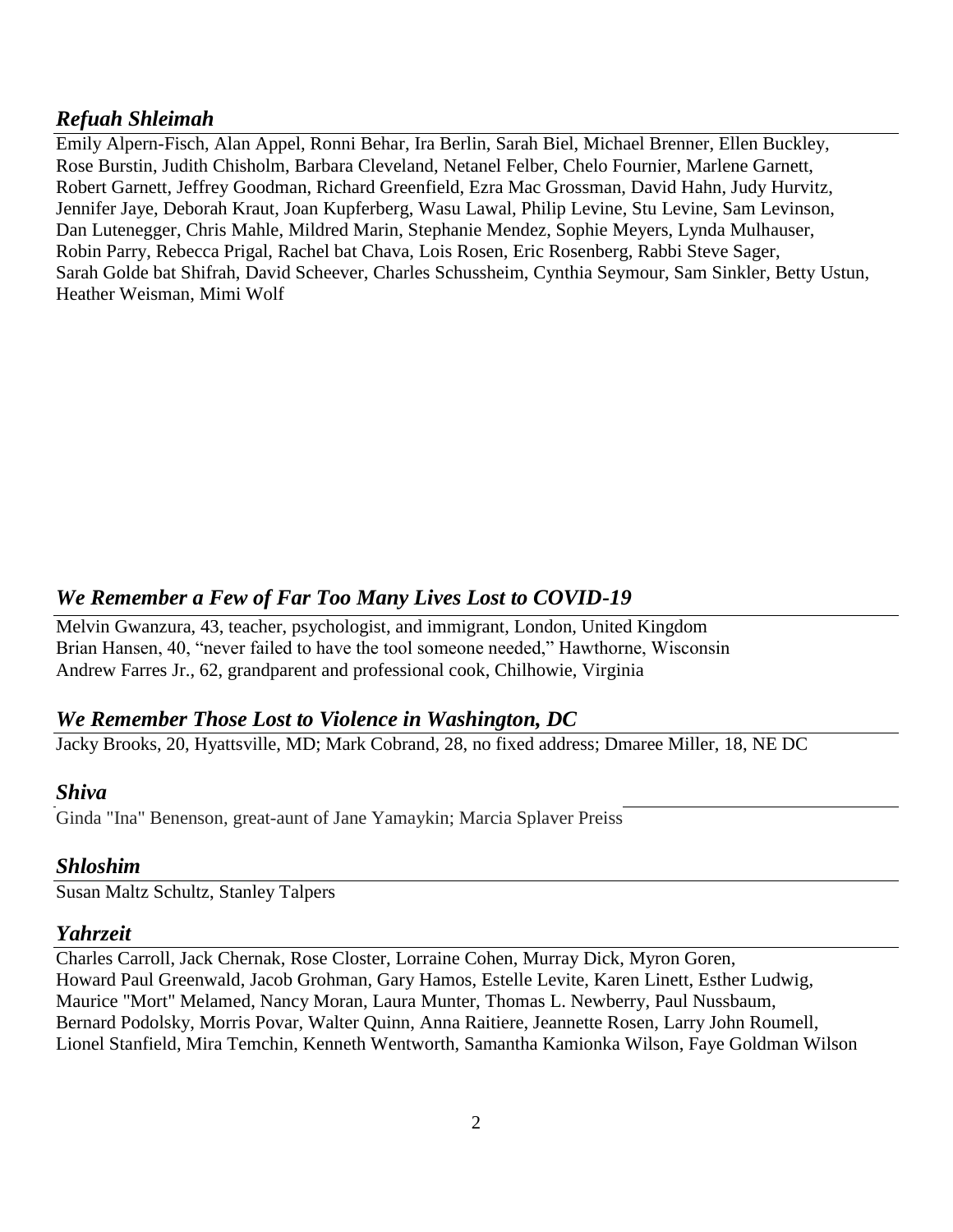## *Refuah Shleimah*

Emily Alpern-Fisch, Alan Appel, Ronni Behar, Ira Berlin, Sarah Biel, Michael Brenner, Ellen Buckley, Rose Burstin, Judith Chisholm, Barbara Cleveland, Netanel Felber, Chelo Fournier, Marlene Garnett, Robert Garnett, Jeffrey Goodman, Richard Greenfield, Ezra Mac Grossman, David Hahn, Judy Hurvitz, Jennifer Jaye, Deborah Kraut, Joan Kupferberg, Wasu Lawal, Philip Levine, Stu Levine, Sam Levinson, Dan Lutenegger, Chris Mahle, Mildred Marin, Stephanie Mendez, Sophie Meyers, Lynda Mulhauser, Robin Parry, Rebecca Prigal, Rachel bat Chava, Lois Rosen, Eric Rosenberg, Rabbi Steve Sager, Sarah Golde bat Shifrah, David Scheever, Charles Schussheim, Cynthia Seymour, Sam Sinkler, Betty Ustun, Heather Weisman, Mimi Wolf

## *We Remember a Few of Far Too Many Lives Lost to COVID-19*

Melvin Gwanzura, 43, teacher, psychologist, and immigrant, London, United Kingdom
Brian Hansen, 40, "never failed to have the tool someone needed," Hawthorne, Wisconsin
Andrew Farres Jr., 62, grandparent and professional cook, Chilhowie, Virginia

## *We Remember Those Lost to Violence in Washington, DC*

Jacky Brooks, 20, Hyattsville, MD; Mark Cobrand, 28, no fixed address; Dmaree Miller, 18, NE DC

## *Shiva*

Ginda "Ina" Benenson, great-aunt of Jane Yamaykin; Marcia Splaver Preiss

## *Shloshim*

Susan Maltz Schultz, Stanley Talpers

## *Yahrzeit*

Charles Carroll, Jack Chernak, Rose Closter, Lorraine Cohen, Murray Dick, Myron Goren, Howard Paul Greenwald, Jacob Grohman, Gary Hamos, Estelle Levite, Karen Linett, Esther Ludwig, Maurice "Mort" Melamed, Nancy Moran, Laura Munter, Thomas L. Newberry, Paul Nussbaum, Bernard Podolsky, Morris Povar, Walter Quinn, Anna Raitiere, Jeannette Rosen, Larry John Roumell, Lionel Stanfield, Mira Temchin, Kenneth Wentworth, Samantha Kamionka Wilson, Faye Goldman Wilson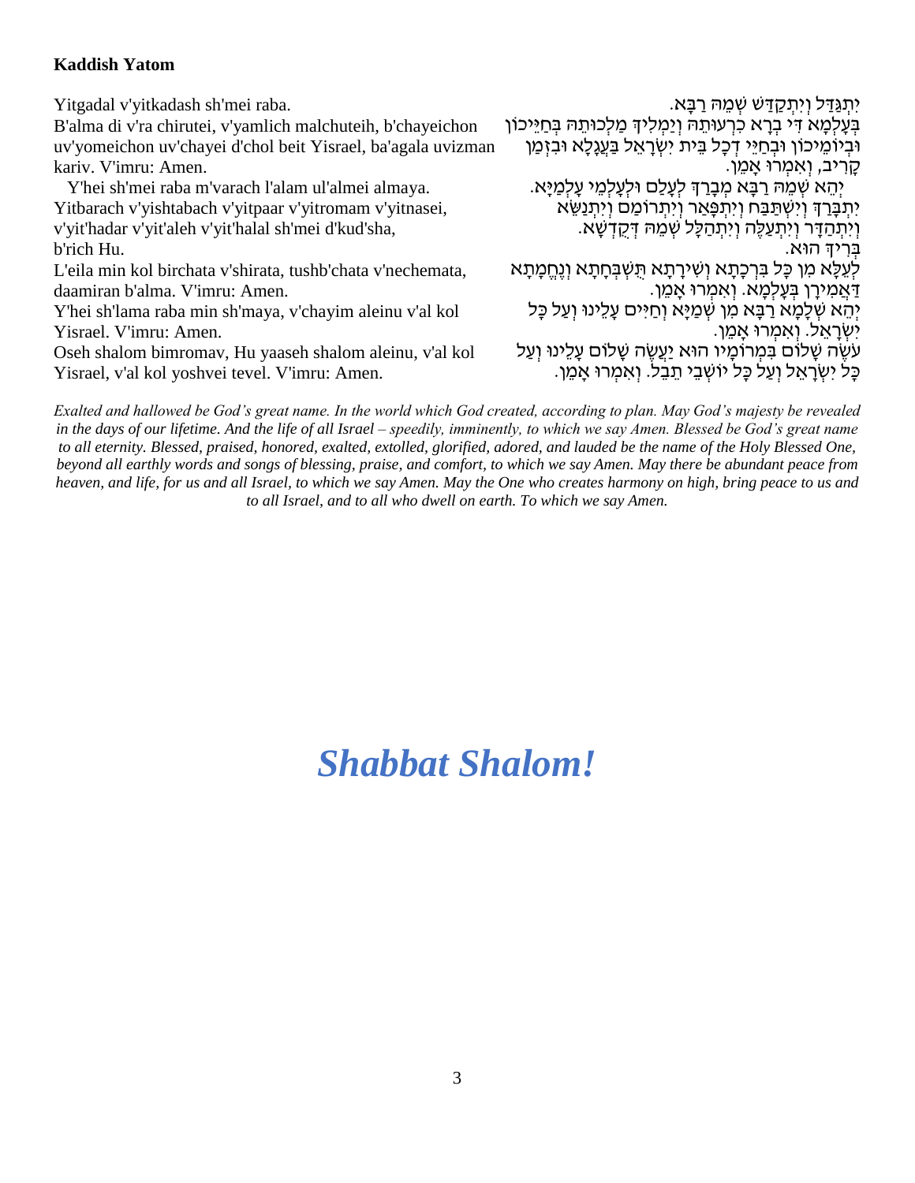**Kaddish Yatom**

Yitgadal v'yitkadash sh'mei raba.
B'alma di v'ra chirutei, v'yamlich malchuteih, b'chayeichon uv'yomeichon uv'chayei d'chol beit Yisrael, ba'agala uvizman kariv. V'imru: Amen.
Y'hei sh'mei raba m'varach l'alam ul'almei almaya.
Yitbarach v'yishtabach v'yitpaar v'yitromam v'yitnasei, v'yit'hadar v'yit'aleh v'yit'halal sh'mei d'kud'sha, b'rich Hu.
L'eila min kol birchata v'shirata, tushb'chata v'nechemata, daamiran b'alma. V'imru: Amen.
Y'hei sh'lama raba min sh'maya, v'chayim aleinu v'al kol Yisrael. V'imru: Amen.
Oseh shalom bimromav, Hu yaaseh shalom aleinu, v'al kol Yisrael, v'al kol yoshvei tevel. V'imru: Amen.

יִתְגַּדַּל וְיִתְקַדַּשׁ שְׁמֵהּ רַבָּא.
בְּעָלְמָא דִּי בְרָא כִרְעוּתֵהּ וְיַמְלִיךְ מַלְכוּתֵהּ בְּחַיֵּיכוֹן וּבְיוֹמֵיכוֹן וּבְחַיֵּי דְכָל בֵּית יִשְׂרָאֵל בַּעֲגָלָא וּבִזְמַן קָרִיב, וְאִמְרוּ אָמֵן.
יְהֵא שְׁמֵהּ רַבָּא מְבָרַךְ לְעָלַם וּלְעָלְמֵי עָלְמַיָּא.
יִתְבָּרַךְ וְיִשְׁתַּבַּח וְיִתְפָּאַר וְיִתְרוֹמַם וְיִתְנַשֵּׂא וְיִתְהַדָּר וְיִתְעַלֶּה וְיִתְהַלָּל שְׁמֵהּ דְּקֻדְשָׁא.
בְּרִיךְ הוּא.
לְעֵלָּא מִן כָּל בִּרְכָתָא וְשִׁירָתָא תֻּשְׁבְּחָתָא וְנֶחֱמָתָא דַּאֲמִירָן בְּעָלְמָא. וְאִמְרוּ אָמֵן.
יְהֵא שְׁלָמָא רַבָּא מִן שְׁמַיָּא וְחַיִּים עָלֵינוּ וְעַל כָּל יִשְׂרָאֵל. וְאִמְרוּ אָמֵן.
עֹשֶׂה שָׁלוֹם בִּמְרוֹמָיו הוּא יַעֲשֶׂה שָׁלוֹם עָלֵינוּ וְעַל כָּל יִשְׂרָאֵל וְעַל כָּל יוֹשְׁבֵי תֵבֵל. וְאִמְרוּ אָמֵן.

*Exalted and hallowed be God's great name. In the world which God created, according to plan. May God's majesty be revealed in the days of our lifetime. And the life of all Israel – speedily, imminently, to which we say Amen. Blessed be God's great name to all eternity. Blessed, praised, honored, exalted, extolled, glorified, adored, and lauded be the name of the Holy Blessed One, beyond all earthly words and songs of blessing, praise, and comfort, to which we say Amen. May there be abundant peace from heaven, and life, for us and all Israel, to which we say Amen. May the One who creates harmony on high, bring peace to us and to all Israel, and to all who dwell on earth. To which we say Amen.*

***Shabbat Shalom!***